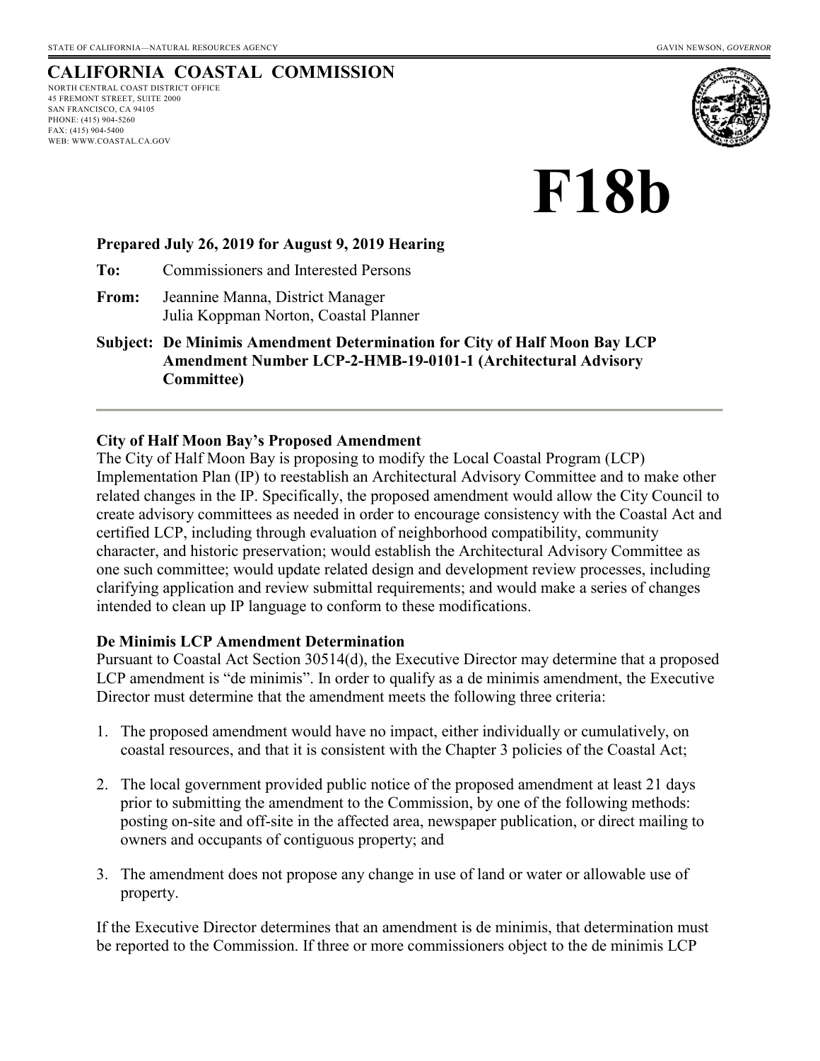STATE OF CALIFORNIA—NATURAL RESOURCES AGENCY GAVIN NEWSON, *GOVERNOR*

# CALIFORNIA COASTAL COMMISSION

NORTH CENTRAL COAST DISTRICT OFFICE
45 FREMONT STREET, SUITE 2000
SAN FRANCISCO, CA 94105
PHONE: (415) 904-5260
FAX: (415) 904-5400
WEB: WWW.COASTAL.CA.GOV

# F18b

**Prepared July 26, 2019 for August 9, 2019 Hearing**

**To:** Commissioners and Interested Persons

**From:** Jeannine Manna, District Manager
Julia Koppman Norton, Coastal Planner

**Subject: De Minimis Amendment Determination for City of Half Moon Bay LCP Amendment Number LCP-2-HMB-19-0101-1 (Architectural Advisory Committee)**

---

**City of Half Moon Bay's Proposed Amendment**

The City of Half Moon Bay is proposing to modify the Local Coastal Program (LCP) Implementation Plan (IP) to reestablish an Architectural Advisory Committee and to make other related changes in the IP. Specifically, the proposed amendment would allow the City Council to create advisory committees as needed in order to encourage consistency with the Coastal Act and certified LCP, including through evaluation of neighborhood compatibility, community character, and historic preservation; would establish the Architectural Advisory Committee as one such committee; would update related design and development review processes, including clarifying application and review submittal requirements; and would make a series of changes intended to clean up IP language to conform to these modifications.

**De Minimis LCP Amendment Determination**

Pursuant to Coastal Act Section 30514(d), the Executive Director may determine that a proposed LCP amendment is "de minimis". In order to qualify as a de minimis amendment, the Executive Director must determine that the amendment meets the following three criteria:

1. The proposed amendment would have no impact, either individually or cumulatively, on coastal resources, and that it is consistent with the Chapter 3 policies of the Coastal Act;

2. The local government provided public notice of the proposed amendment at least 21 days prior to submitting the amendment to the Commission, by one of the following methods: posting on-site and off-site in the affected area, newspaper publication, or direct mailing to owners and occupants of contiguous property; and

3. The amendment does not propose any change in use of land or water or allowable use of property.

If the Executive Director determines that an amendment is de minimis, that determination must be reported to the Commission. If three or more commissioners object to the de minimis LCP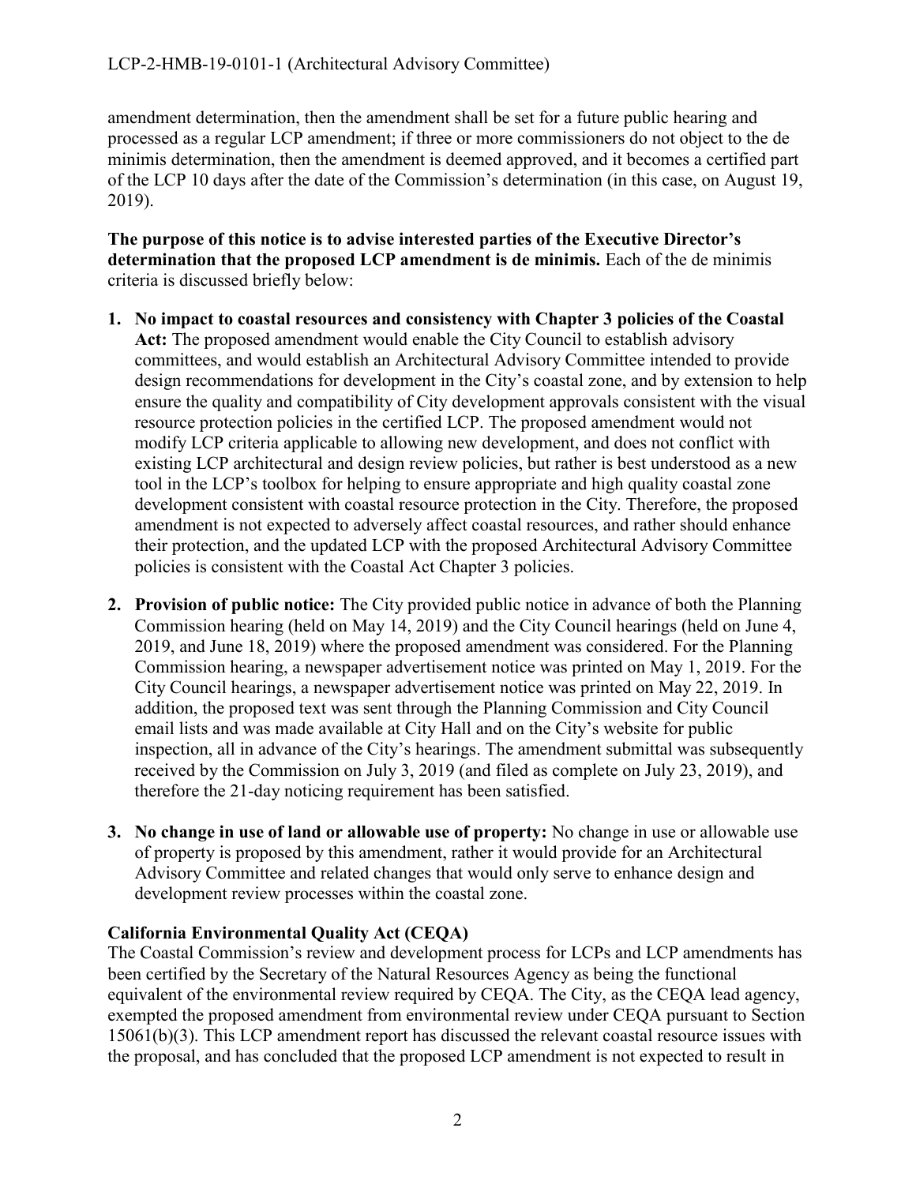amendment determination, then the amendment shall be set for a future public hearing and processed as a regular LCP amendment; if three or more commissioners do not object to the de minimis determination, then the amendment is deemed approved, and it becomes a certified part of the LCP 10 days after the date of the Commission's determination (in this case, on August 19, 2019).

**The purpose of this notice is to advise interested parties of the Executive Director's determination that the proposed LCP amendment is de minimis.** Each of the de minimis criteria is discussed briefly below:

1. **No impact to coastal resources and consistency with Chapter 3 policies of the Coastal Act:** The proposed amendment would enable the City Council to establish advisory committees, and would establish an Architectural Advisory Committee intended to provide design recommendations for development in the City's coastal zone, and by extension to help ensure the quality and compatibility of City development approvals consistent with the visual resource protection policies in the certified LCP. The proposed amendment would not modify LCP criteria applicable to allowing new development, and does not conflict with existing LCP architectural and design review policies, but rather is best understood as a new tool in the LCP's toolbox for helping to ensure appropriate and high quality coastal zone development consistent with coastal resource protection in the City. Therefore, the proposed amendment is not expected to adversely affect coastal resources, and rather should enhance their protection, and the updated LCP with the proposed Architectural Advisory Committee policies is consistent with the Coastal Act Chapter 3 policies.

2. **Provision of public notice:** The City provided public notice in advance of both the Planning Commission hearing (held on May 14, 2019) and the City Council hearings (held on June 4, 2019, and June 18, 2019) where the proposed amendment was considered. For the Planning Commission hearing, a newspaper advertisement notice was printed on May 1, 2019. For the City Council hearings, a newspaper advertisement notice was printed on May 22, 2019. In addition, the proposed text was sent through the Planning Commission and City Council email lists and was made available at City Hall and on the City's website for public inspection, all in advance of the City's hearings. The amendment submittal was subsequently received by the Commission on July 3, 2019 (and filed as complete on July 23, 2019), and therefore the 21-day noticing requirement has been satisfied.

3. **No change in use of land or allowable use of property:** No change in use or allowable use of property is proposed by this amendment, rather it would provide for an Architectural Advisory Committee and related changes that would only serve to enhance design and development review processes within the coastal zone.

**California Environmental Quality Act (CEQA)**

The Coastal Commission's review and development process for LCPs and LCP amendments has been certified by the Secretary of the Natural Resources Agency as being the functional equivalent of the environmental review required by CEQA. The City, as the CEQA lead agency, exempted the proposed amendment from environmental review under CEQA pursuant to Section 15061(b)(3). This LCP amendment report has discussed the relevant coastal resource issues with the proposal, and has concluded that the proposed LCP amendment is not expected to result in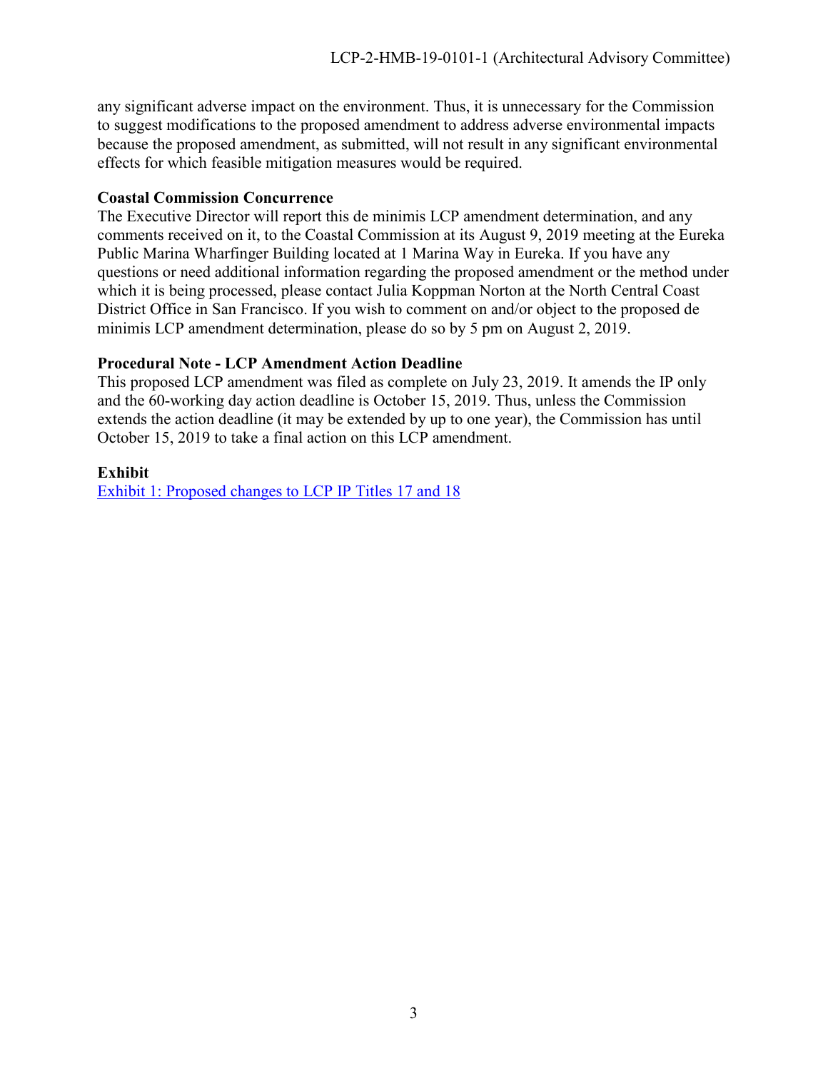any significant adverse impact on the environment. Thus, it is unnecessary for the Commission to suggest modifications to the proposed amendment to address adverse environmental impacts because the proposed amendment, as submitted, will not result in any significant environmental effects for which feasible mitigation measures would be required.

**Coastal Commission Concurrence**

The Executive Director will report this de minimis LCP amendment determination, and any comments received on it, to the Coastal Commission at its August 9, 2019 meeting at the Eureka Public Marina Wharfinger Building located at 1 Marina Way in Eureka. If you have any questions or need additional information regarding the proposed amendment or the method under which it is being processed, please contact Julia Koppman Norton at the North Central Coast District Office in San Francisco. If you wish to comment on and/or object to the proposed de minimis LCP amendment determination, please do so by 5 pm on August 2, 2019.

**Procedural Note - LCP Amendment Action Deadline**

This proposed LCP amendment was filed as complete on July 23, 2019. It amends the IP only and the 60-working day action deadline is October 15, 2019. Thus, unless the Commission extends the action deadline (it may be extended by up to one year), the Commission has until October 15, 2019 to take a final action on this LCP amendment.

**Exhibit**

Exhibit 1: Proposed changes to LCP IP Titles 17 and 18